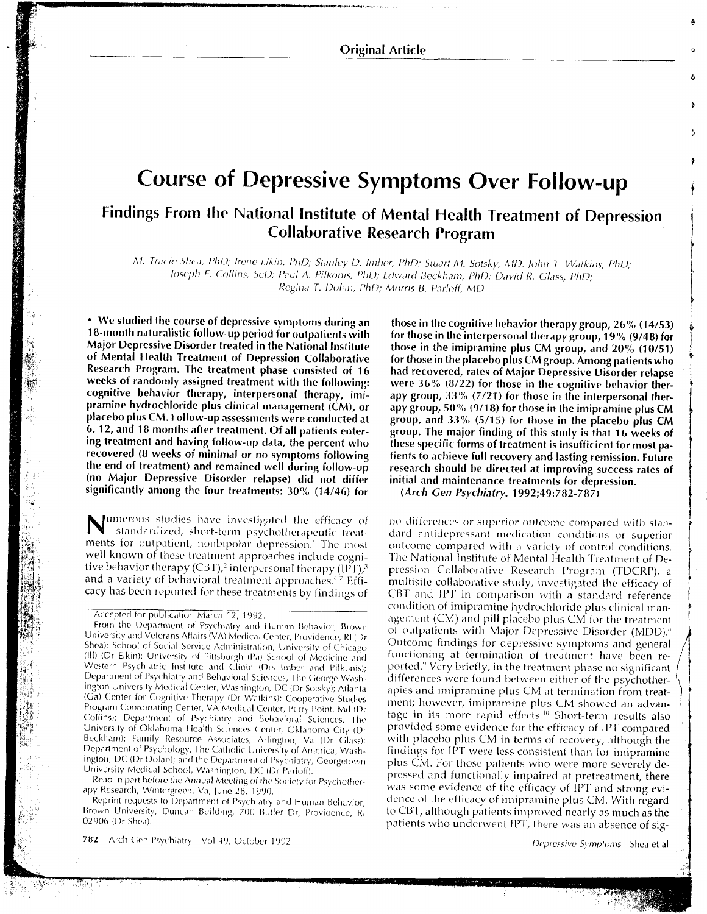Original Article

# Course of Depressive Symptoms Over Follow-up

## Findings From the National Institute of Mental Health Treatment of Depression Collaborative Research Program

*M. Tracie Shea, PhD; Irene Elkin, PhD; Stanley D. Imber, PhD; Stuart M. Sotsky, MD; John T. Watkins, PhD; Joseph F. Collins, ScD; Paul A. Pilkonis, PhD; Edward Beckham, PhD; David R. Glass, PhD; Regina T. Dolan, PhD; Morris B. Parloff, MD*

**• We studied the course of depressive symptoms during an 18-month naturalistic follow-up period for outpatients with Major Depressive Disorder treated in the National Institute of Mental Health Treatment of Depression Collaborative Research Program. The treatment phase consisted of 16 weeks of randomly assigned treatment with the following: cognitive behavior therapy, interpersonal therapy, imipramine hydrochloride plus clinical management (CM), or placebo plus CM. Follow-up assessments were conducted at 6, 12, and 18 months after treatment. Of all patients entering treatment and having follow-up data, the percent who recovered (8 weeks of minimal or no symptoms following the end of treatment) and remained well during follow-up (no Major Depressive Disorder relapse) did not differ significantly among the four treatments: 30% (14/46) for those in the cognitive behavior therapy group, 26% (14/53) for those in the interpersonal therapy group, 19% (9/48) for those in the imipramine plus CM group, and 20% (10/51) for those in the placebo plus CM group. Among patients who had recovered, rates of Major Depressive Disorder relapse were 36% (8/22) for those in the cognitive behavior therapy group, 33% (7/21) for those in the interpersonal therapy group, 50% (9/18) for those in the imipramine plus CM group, and 33% (5/15) for those in the placebo plus CM group. The major finding of this study is that 16 weeks of these specific forms of treatment is insufficient for most patients to achieve full recovery and lasting remission. Future research should be directed at improving success rates of initial and maintenance treatments for depression.**

**(*Arch Gen Psychiatry*. 1992;49:782-787)**

Numerous studies have investigated the efficacy of standardized, short-term psychotherapeutic treatments for outpatient, nonbipolar depression.[1] The most well known of these treatment approaches include cognitive behavior therapy (CBT),[2] interpersonal therapy (IPT),[3] and a variety of behavioral treatment approaches.[4-7] Efficacy has been reported for these treatments by findings of no differences or superior outcome compared with standard antidepressant medication conditions or superior outcome compared with a variety of control conditions. The National Institute of Mental Health Treatment of Depression Collaborative Research Program (TDCRP), a multisite collaborative study, investigated the efficacy of CBT and IPT in comparison with a standard reference condition of imipramine hydrochloride plus clinical management (CM) and pill placebo plus CM for the treatment of outpatients with Major Depressive Disorder (MDD).[8] Outcome findings for depressive symptoms and general functioning at termination of treatment have been reported.[9] Very briefly, in the treatment phase no significant differences were found between either of the psychotherapies and imipramine plus CM at termination from treatment; however, imipramine plus CM showed an advantage in its more rapid effects.[10] Short-term results also provided some evidence for the efficacy of IPT compared with placebo plus CM in terms of recovery, although the findings for IPT were less consistent than for imipramine plus CM. For those patients who were more severely depressed and functionally impaired at pretreatment, there was some evidence of the efficacy of IPT and strong evidence of the efficacy of imipramine plus CM. With regard to CBT, although patients improved nearly as much as the patients who underwent IPT, there was an absence of sig-

Accepted for publication March 12, 1992.

From the Department of Psychiatry and Human Behavior, Brown University and Veterans Affairs (VA) Medical Center, Providence, RI (Dr Shea); School of Social Service Administration, University of Chicago (Ill) (Dr Elkin); University of Pittsburgh (Pa) School of Medicine and Western Psychiatric Institute and Clinic (Drs Imber and Pilkonis); Department of Psychiatry and Behavioral Sciences, The George Washington University Medical Center, Washington, DC (Dr Sotsky); Atlanta (Ga) Center for Cognitive Therapy (Dr Watkins); Cooperative Studies Program Coordinating Center, VA Medical Center, Perry Point, Md (Dr Collins); Department of Psychiatry and Behavioral Sciences, The University of Oklahoma Health Sciences Center, Oklahoma City (Dr Beckham); Family Resource Associates, Arlington, Va (Dr Glass); Department of Psychology, The Catholic University of America, Washington, DC (Dr Dolan); and the Department of Psychiatry, Georgetown University Medical School, Washington, DC (Dr Parloff).

Read in part before the Annual Meeting of the Society for Psychotherapy Research, Wintergreen, Va, June 28, 1990.

Reprint requests to Department of Psychiatry and Human Behavior, Brown University, Duncan Building, 700 Butler Dr, Providence, RI 02906 (Dr Shea).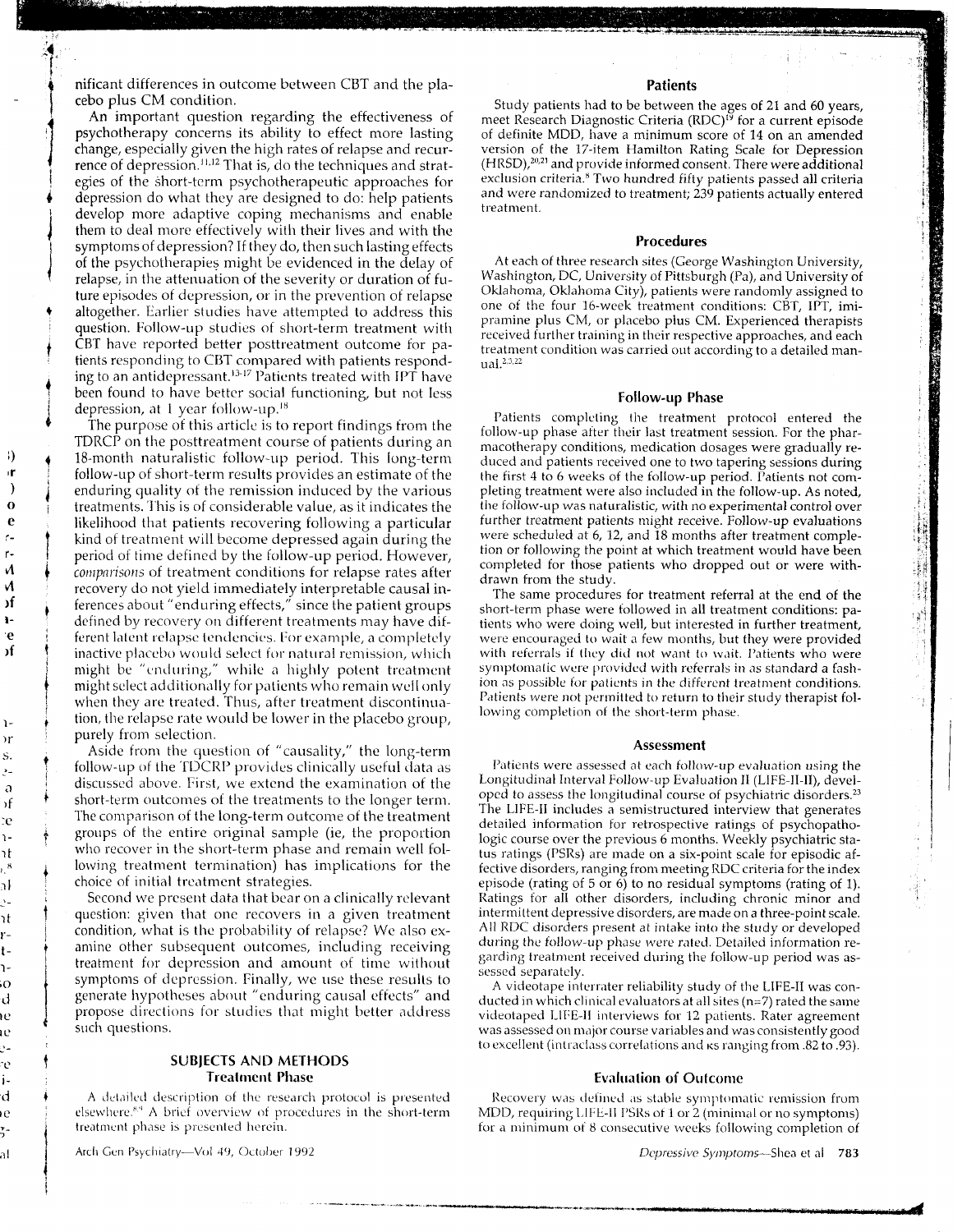nificant differences in outcome between CBT and the placebo plus CM condition.

An important question regarding the effectiveness of psychotherapy concerns its ability to effect more lasting change, especially given the high rates of relapse and recurrence of depression.[11,12] That is, do the techniques and strategies of the short-term psychotherapeutic approaches for depression do what they are designed to do: help patients develop more adaptive coping mechanisms and enable them to deal more effectively with their lives and with the symptoms of depression? If they do, then such lasting effects of the psychotherapies might be evidenced in the delay of relapse, in the attenuation of the severity or duration of future episodes of depression, or in the prevention of relapse altogether. Earlier studies have attempted to address this question. Follow-up studies of short-term treatment with CBT have reported better posttreatment outcome for patients responding to CBT compared with patients responding to an antidepressant.[13-17] Patients treated with IPT have been found to have better social functioning, but not less depression, at 1 year follow-up.[18]

The purpose of this article is to report findings from the TDRCP on the posttreatment course of patients during an 18-month naturalistic follow-up period. This long-term follow-up of short-term results provides an estimate of the enduring quality of the remission induced by the various treatments. This is of considerable value, as it indicates the likelihood that patients recovering following a particular kind of treatment will become depressed again during the period of time defined by the follow-up period. However, *comparisons* of treatment conditions for relapse rates after recovery do not yield immediately interpretable causal inferences about "enduring effects," since the patient groups defined by recovery on different treatments may have different latent relapse tendencies. For example, a completely inactive placebo would select for natural remission, which might be "enduring," while a highly potent treatment might select additionally for patients who remain well only when they are treated. Thus, after treatment discontinuation, the relapse rate would be lower in the placebo group, purely from selection.

Aside from the question of "causality," the long-term follow-up of the TDCRP provides clinically useful data as discussed above. First, we extend the examination of the short-term outcomes of the treatments to the longer term. The comparison of the long-term outcome of the treatment groups of the entire original sample (ie, the proportion who recover in the short-term phase and remain well following treatment termination) has implications for the choice of initial treatment strategies.

Second we present data that bear on a clinically relevant question: given that one recovers in a given treatment condition, what is the probability of relapse? We also examine other subsequent outcomes, including receiving treatment for depression and amount of time without symptoms of depression. Finally, we use these results to generate hypotheses about "enduring causal effects" and propose directions for studies that might better address such questions.

## SUBJECTS AND METHODS

### Treatment Phase

A detailed description of the research protocol is presented elsewhere.[8,9] A brief overview of procedures in the short-term treatment phase is presented herein.

### Patients

Study patients had to be between the ages of 21 and 60 years, meet Research Diagnostic Criteria (RDC)[19] for a current episode of definite MDD, have a minimum score of 14 on an amended version of the 17-item Hamilton Rating Scale for Depression (HRSD),[20,21] and provide informed consent. There were additional exclusion criteria.[8] Two hundred fifty patients passed all criteria and were randomized to treatment; 239 patients actually entered treatment.

### Procedures

At each of three research sites (George Washington University, Washington, DC, University of Pittsburgh (Pa), and University of Oklahoma, Oklahoma City), patients were randomly assigned to one of the four 16-week treatment conditions: CBT, IPT, imipramine plus CM, or placebo plus CM. Experienced therapists received further training in their respective approaches, and each treatment condition was carried out according to a detailed manual.[2,3,22]

### Follow-up Phase

Patients completing the treatment protocol entered the follow-up phase after their last treatment session. For the pharmacotherapy conditions, medication dosages were gradually reduced and patients received one to two tapering sessions during the first 4 to 6 weeks of the follow-up period. Patients not completing treatment were also included in the follow-up. As noted, the follow-up was naturalistic, with no experimental control over further treatment patients might receive. Follow-up evaluations were scheduled at 6, 12, and 18 months after treatment completion or following the point at which treatment would have been completed for those patients who dropped out or were withdrawn from the study.

The same procedures for treatment referral at the end of the short-term phase were followed in all treatment conditions: patients who were doing well, but interested in further treatment, were encouraged to wait a few months, but they were provided with referrals if they did not want to wait. Patients who were symptomatic were provided with referrals in as standard a fashion as possible for patients in the different treatment conditions. Patients were not permitted to return to their study therapist following completion of the short-term phase.

### Assessment

Patients were assessed at each follow-up evaluation using the Longitudinal Interval Follow-up Evaluation II (LIFE-II-II), developed to assess the longitudinal course of psychiatric disorders.[23] The LIFE-II includes a semistructured interview that generates detailed information for retrospective ratings of psychopathologic course over the previous 6 months. Weekly psychiatric status ratings (PSRs) are made on a six-point scale for episodic affective disorders, ranging from meeting RDC criteria for the index episode (rating of 5 or 6) to no residual symptoms (rating of 1). Ratings for all other disorders, including chronic minor and intermittent depressive disorders, are made on a three-point scale. All RDC disorders present at intake into the study or developed during the follow-up phase were rated. Detailed information regarding treatment received during the follow-up period was assessed separately.

A videotape interrater reliability study of the LIFE-II was conducted in which clinical evaluators at all sites (n=7) rated the same videotaped LIFE-II interviews for 12 patients. Rater agreement was assessed on major course variables and was consistently good to excellent (intraclass correlations and $\kappa$s ranging from .82 to .93).

### Evaluation of Outcome

Recovery was defined as stable symptomatic remission from MDD, requiring LIFE-II PSRs of 1 or 2 (minimal or no symptoms) for a minimum of 8 consecutive weeks following completion of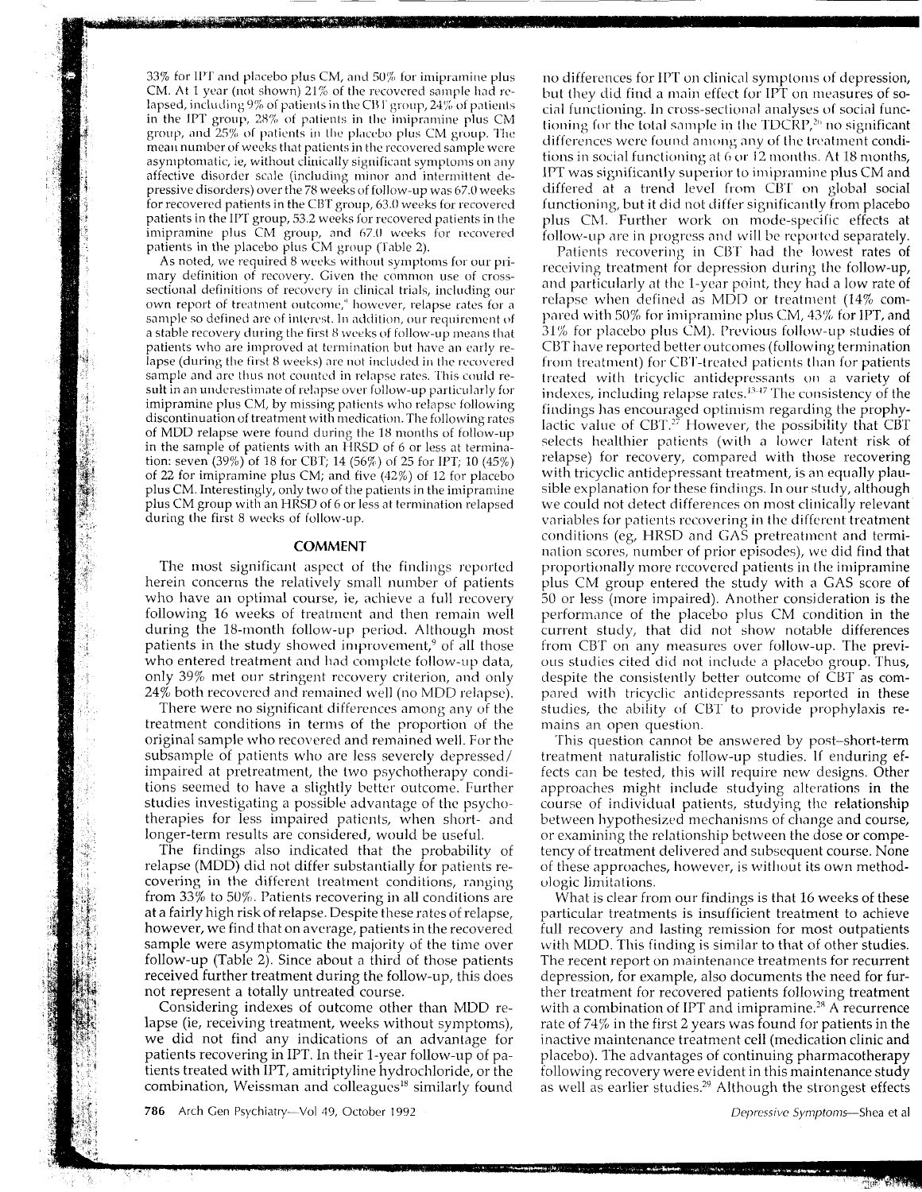33% for IPT and placebo plus CM, and 50% for imipramine plus CM. At 1 year (not shown) 21% of the recovered sample had relapsed, including 9% of patients in the CBT group, 24% of patients in the IPT group, 28% of patients in the imipramine plus CM group, and 25% of patients in the placebo plus CM group. The mean number of weeks that patients in the recovered sample were asymptomatic, ie, without clinically significant symptoms on any affective disorder scale (including minor and intermittent depressive disorders) over the 78 weeks of follow-up was 67.0 weeks for recovered patients in the CBT group, 63.0 weeks for recovered patients in the IPT group, 53.2 weeks for recovered patients in the imipramine plus CM group, and 67.0 weeks for recovered patients in the placebo plus CM group (Table 2).

As noted, we required 8 weeks without symptoms for our primary definition of recovery. Given the common use of cross-sectional definitions of recovery in clinical trials, including our own report of treatment outcome,[9] however, relapse rates for a sample so defined are of interest. In addition, our requirement of a stable recovery during the first 8 weeks of follow-up means that patients who are improved at termination but have an early relapse (during the first 8 weeks) are not included in the recovered sample and are thus not counted in relapse rates. This could result in an underestimate of relapse over follow-up particularly for imipramine plus CM, by missing patients who relapse following discontinuation of treatment with medication. The following rates of MDD relapse were found during the 18 months of follow-up in the sample of patients with an HRSD of 6 or less at termination: seven (39%) of 18 for CBT; 14 (56%) of 25 for IPT; 10 (45%) of 22 for imipramine plus CM; and five (42%) of 12 for placebo plus CM. Interestingly, only two of the patients in the imipramine plus CM group with an HRSD of 6 or less at termination relapsed during the first 8 weeks of follow-up.

## COMMENT

The most significant aspect of the findings reported herein concerns the relatively small number of patients who have an optimal course, ie, achieve a full recovery following 16 weeks of treatment and then remain well during the 18-month follow-up period. Although most patients in the study showed improvement,[9] of all those who entered treatment and had complete follow-up data, only 39% met our stringent recovery criterion, and only 24% both recovered and remained well (no MDD relapse).

There were no significant differences among any of the treatment conditions in terms of the proportion of the original sample who recovered and remained well. For the subsample of patients who are less severely depressed/impaired at pretreatment, the two psychotherapy conditions seemed to have a slightly better outcome. Further studies investigating a possible advantage of the psychotherapies for less impaired patients, when short- and longer-term results are considered, would be useful.

The findings also indicated that the probability of relapse (MDD) did not differ substantially for patients recovering in the different treatment conditions, ranging from 33% to 50%. Patients recovering in all conditions are at a fairly high risk of relapse. Despite these rates of relapse, however, we find that on average, patients in the recovered sample were asymptomatic the majority of the time over follow-up (Table 2). Since about a third of those patients received further treatment during the follow-up, this does not represent a totally untreated course.

Considering indexes of outcome other than MDD relapse (ie, receiving treatment, weeks without symptoms), we did not find any indications of an advantage for patients recovering in IPT. In their 1-year follow-up of patients treated with IPT, amitriptyline hydrochloride, or the combination, Weissman and colleagues[18] similarly found no differences for IPT on clinical symptoms of depression, but they did find a main effect for IPT on measures of social functioning. In cross-sectional analyses of social functioning for the total sample in the TDCRP,[26] no significant differences were found among any of the treatment conditions in social functioning at 6 or 12 months. At 18 months, IPT was significantly superior to imipramine plus CM and differed at a trend level from CBT on global social functioning, but it did not differ significantly from placebo plus CM. Further work on mode-specific effects at follow-up are in progress and will be reported separately.

Patients recovering in CBT had the lowest rates of receiving treatment for depression during the follow-up, and particularly at the 1-year point, they had a low rate of relapse when defined as MDD or treatment (14% compared with 50% for imipramine plus CM, 43% for IPT, and 31% for placebo plus CM). Previous follow-up studies of CBT have reported better outcomes (following termination from treatment) for CBT-treated patients than for patients treated with tricyclic antidepressants on a variety of indexes, including relapse rates.[13-17] The consistency of the findings has encouraged optimism regarding the prophylactic value of CBT.[27] However, the possibility that CBT selects healthier patients (with a lower latent risk of relapse) for recovery, compared with those recovering with tricyclic antidepressant treatment, is an equally plausible explanation for these findings. In our study, although we could not detect differences on most clinically relevant variables for patients recovering in the different treatment conditions (eg, HRSD and GAS pretreatment and termination scores, number of prior episodes), we did find that proportionally more recovered patients in the imipramine plus CM group entered the study with a GAS score of 50 or less (more impaired). Another consideration is the performance of the placebo plus CM condition in the current study, that did not show notable differences from CBT on any measures over follow-up. The previous studies cited did not include a placebo group. Thus, despite the consistently better outcome of CBT as compared with tricyclic antidepressants reported in these studies, the ability of CBT to provide prophylaxis remains an open question.

This question cannot be answered by post–short-term treatment naturalistic follow-up studies. If enduring effects can be tested, this will require new designs. Other approaches might include studying alterations in the course of individual patients, studying the relationship between hypothesized mechanisms of change and course, or examining the relationship between the dose or competency of treatment delivered and subsequent course. None of these approaches, however, is without its own methodologic limitations.

What is clear from our findings is that 16 weeks of these particular treatments is insufficient treatment to achieve full recovery and lasting remission for most outpatients with MDD. This finding is similar to that of other studies. The recent report on maintenance treatments for recurrent depression, for example, also documents the need for further treatment for recovered patients following treatment with a combination of IPT and imipramine.[28] A recurrence rate of 74% in the first 2 years was found for patients in the inactive maintenance treatment cell (medication clinic and placebo). The advantages of continuing pharmacotherapy following recovery were evident in this maintenance study as well as earlier studies.[29] Although the strongest effects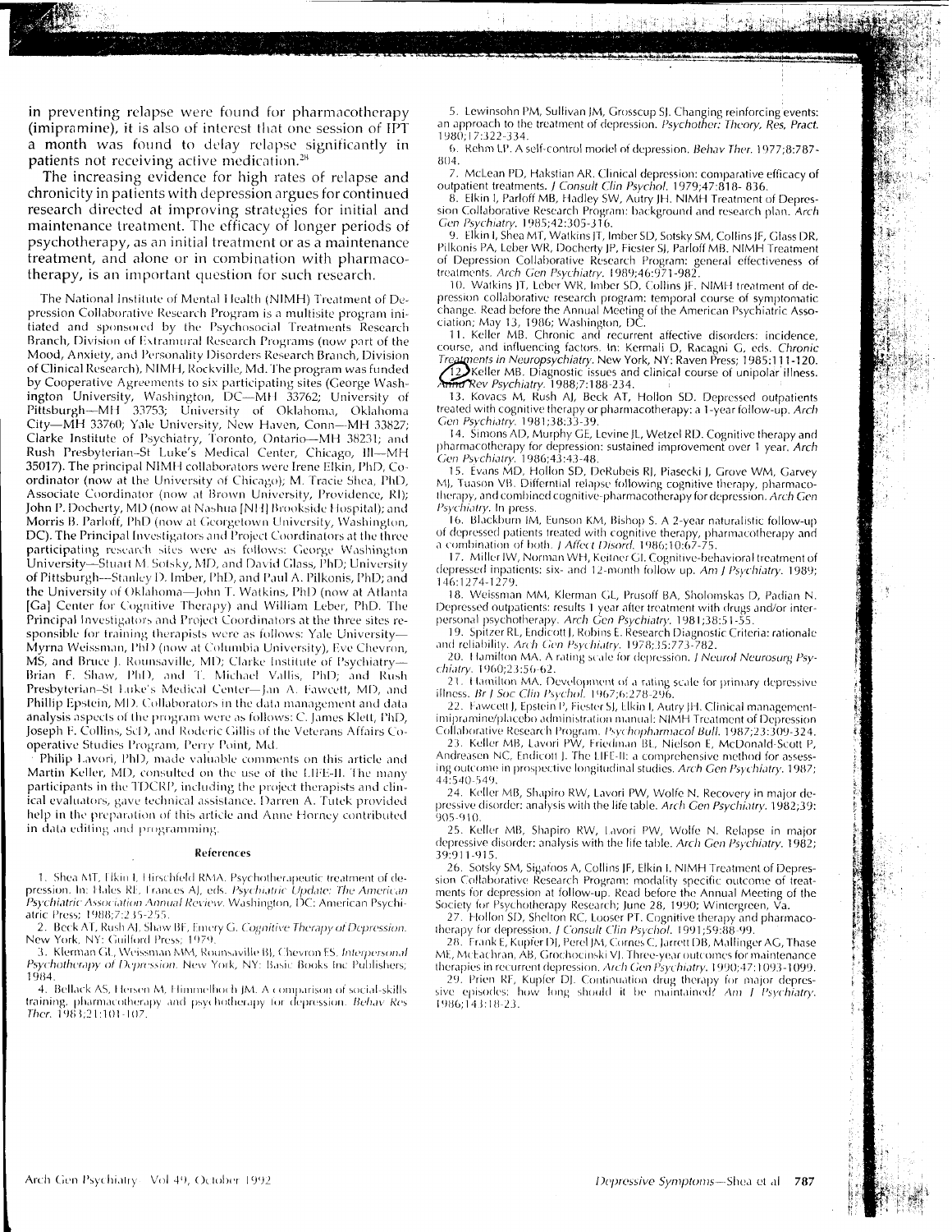in preventing relapse were found for pharmacotherapy (imipramine), it is also of interest that one session of IPT a month was found to delay relapse significantly in patients not receiving active medication.[28]

The increasing evidence for high rates of relapse and chronicity in patients with depression argues for continued research directed at improving strategies for initial and maintenance treatment. The efficacy of longer periods of psychotherapy, as an initial treatment or as a maintenance treatment, and alone or in combination with pharmacotherapy, is an important question for such research.

The National Institute of Mental Health (NIMH) Treatment of Depression Collaborative Research Program is a multisite program initiated and sponsored by the Psychosocial Treatments Research Branch, Division of Extramural Research Programs (now part of the Mood, Anxiety, and Personality Disorders Research Branch, Division of Clinical Research), NIMH, Rockville, Md. The program was funded by Cooperative Agreements to six participating sites (George Washington University, Washington, DC—MH 33762; University of Pittsburgh—MH 33753; University of Oklahoma, Oklahoma City—MH 33760; Yale University, New Haven, Conn—MH 33827; Clarke Institute of Psychiatry, Toronto, Ontario—MH 38231; and Rush Presbyterian–St Luke's Medical Center, Chicago, Ill—MH 35017). The principal NIMH collaborators were Irene Elkin, PhD, Coordinator (now at the University of Chicago); M. Tracie Shea, PhD, Associate Coordinator (now at Brown University, Providence, RI); John P. Docherty, MD (now at Nashua [NH] Brookside Hospital); and Morris B. Parloff, PhD (now at Georgetown University, Washington, DC). The Principal Investigators and Project Coordinators at the three participating research sites were as follows: George Washington University—Stuart M. Sotsky, MD, and David Glass, PhD; University of Pittsburgh—Stanley D. Imber, PhD, and Paul A. Pilkonis, PhD; and the University of Oklahoma—John T. Watkins, PhD (now at Atlanta [Ga] Center for Cognitive Therapy) and William Leber, PhD. The Principal Investigators and Project Coordinators at the three sites responsible for training therapists were as follows: Yale University—Myrna Weissman, PhD (now at Columbia University), Eve Chevron, MS, and Bruce J. Rounsaville, MD; Clarke Institute of Psychiatry—Brian F. Shaw, PhD, and T. Michael Vallis, PhD; and Rush Presbyterian–St Luke's Medical Center—Jan A. Fawcett, MD, and Phillip Epstein, MD. Collaborators in the data management and data analysis aspects of the program were as follows: C. James Klett, PhD, Joseph F. Collins, ScD, and Roderic Gillis of the Veterans Affairs Cooperative Studies Program, Perry Point, Md.

Philip Lavori, PhD, made valuable comments on this article and Martin Keller, MD, consulted on the use of the LIFE-II. The many participants in the TDCRP, including the project therapists and clinical evaluators, gave technical assistance. Darren A. Tutek provided help in the preparation of this article and Anne Horney contributed in data editing and programming.

### References

1. Shea MT, Elkin I, Hirschfeld RMA. Psychotherapeutic treatment of depression. In: Hales RE, Frances AJ, eds. *Psychiatric Update: The American Psychiatric Association Annual Review.* Washington, DC: American Psychiatric Press; 1988;7:235-255.
2. Beck AT, Rush AJ, Shaw BF, Emery G. *Cognitive Therapy of Depression.* New York, NY: Guilford Press; 1979.
3. Klerman GL, Weissman MM, Rounsaville BJ, Chevron ES. *Interpersonal Psychotherapy of Depression.* New York, NY: Basic Books Inc Publishers; 1984.
4. Bellack AS, Hersen M, Himmelhoch JM. A comparison of social-skills training, pharmacotherapy and psychotherapy for depression. *Behav Res Ther.* 1983;21:101-107.
5. Lewinsohn PM, Sullivan JM, Grosscup SJ. Changing reinforcing events: an approach to the treatment of depression. *Psychother: Theory, Res, Pract.* 1980;17:322-334.
6. Rehm LP. A self-control model of depression. *Behav Ther.* 1977;8:787-804.
7. McLean PD, Hakstian AR. Clinical depression: comparative efficacy of outpatient treatments. *J Consult Clin Psychol.* 1979;47:818- 836.
8. Elkin I, Parloff MB, Hadley SW, Autry JH. NIMH Treatment of Depression Collaborative Research Program: background and research plan. *Arch Gen Psychiatry.* 1985;42:305-316.
9. Elkin I, Shea MT, Watkins JT, Imber SD, Sotsky SM, Collins JF, Glass DR, Pilkonis PA, Leber WR, Docherty JP, Fiester SJ, Parloff MB. NIMH Treatment of Depression Collaborative Research Program: general effectiveness of treatments. *Arch Gen Psychiatry.* 1989;46:971-982.
10. Watkins JT, Leber WR, Imber SD, Collins JF. NIMH treatment of depression collaborative research program: temporal course of symptomatic change. Read before the Annual Meeting of the American Psychiatric Association; May 13, 1986; Washington, DC.
11. Keller MB. Chronic and recurrent affective disorders: incidence, course, and influencing factors. In: Kermali D, Racagni G, eds. *Chronic Treatments in Neuropsychiatry.* New York, NY: Raven Press; 1985:111-120.
12. Keller MB. Diagnostic issues and clinical course of unipolar illness. *Annu Rev Psychiatry.* 1988;7:188-234.
13. Kovacs M, Rush AJ, Beck AT, Hollon SD. Depressed outpatients treated with cognitive therapy or pharmacotherapy: a 1-year follow-up. *Arch Gen Psychiatry.* 1981;38:33-39.
14. Simons AD, Murphy GE, Levine JL, Wetzel RD. Cognitive therapy and pharmacotherapy for depression: sustained improvement over 1 year. *Arch Gen Psychiatry.* 1986;43:43-48.
15. Evans MD, Hollon SD, DeRubeis RJ, Piasecki J, Grove WM, Garvey MJ, Tuason VB. Differntial relapse following cognitive therapy, pharmacotherapy, and combined cognitive-pharmacotherapy for depression. *Arch Gen Psychiatry.* In press.
16. Blackburn IM, Eunson KM, Bishop S. A 2-year naturalistic follow-up of depressed patients treated with cognitive therapy, pharmacotherapy and a combination of both. *J Affect Disord.* 1986;10:67-75.
17. Miller IW, Norman WH, Keitner GI. Cognitive-behavioral treatment of depressed inpatients: six- and 12-month follow up. *Am J Psychiatry.* 1989;146:1274-1279.
18. Weissman MM, Klerman GL, Prusoff BA, Sholomskas D, Padian N. Depressed outpatients: results 1 year after treatment with drugs and/or interpersonal psychotherapy. *Arch Gen Psychiatry.* 1981;38:51-55.
19. Spitzer RL, Endicott J, Robins E. Research Diagnostic Criteria: rationale and reliability. *Arch Gen Psychiatry.* 1978;35:773-782.
20. Hamilton MA. A rating scale for depression. *J Neurol Neurosurg Psychiatry.* 1960;23:56-62.
21. Hamilton MA. Development of a rating scale for primary depressive illness. *Br J Soc Clin Psychol.* 1967;6:278-296.
22. Fawcett J, Epstein P, Fiester SJ, Elkin I, Autry JH. Clinical management-imipramine/placebo administration manual: NIMH Treatment of Depression Collaborative Research Program. *Psychopharmacol Bull.* 1987;23:309-324.
23. Keller MB, Lavori PW, Friedman BL, Nielson E, McDonald-Scott P, Andreasen NC, Endicott J. The LIFE-II: a comprehensive method for assessing outcome in prospective longitudinal studies. *Arch Gen Psychiatry.* 1987;44:540-549.
24. Keller MB, Shapiro RW, Lavori PW, Wolfe N. Recovery in major depressive disorder: analysis with the life table. *Arch Gen Psychiatry.* 1982;39:905-910.
25. Keller MB, Shapiro RW, Lavori PW, Wolfe N. Relapse in major depressive disorder: analysis with the life table. *Arch Gen Psychiatry.* 1982;39:911-915.
26. Sotsky SM, Sigafoos A, Collins JF, Elkin I. NIMH Treatment of Depression Collaborative Research Program: modality specific outcome of treatments for depression at follow-up. Read before the Annual Meeting of the Society for Psychotherapy Research; June 28, 1990; Wintergreen, Va.
27. Hollon SD, Shelton RC, Looser PT. Cognitive therapy and pharmacotherapy for depression. *J Consult Clin Psychol.* 1991;59:88-99.
28. Frank E, Kupfer DJ, Perel JM, Cornes C, Jarrett DB, Mallinger AG, Thase ME, McEachran, AB, Grochocinski VJ. Three-year outcomes for maintenance therapies in recurrent depression. *Arch Gen Psychiatry.* 1990;47:1093-1099.
29. Prien RF, Kupfer DJ. Continuation drug therapy for major depressive episodes: how long should it be maintained? *Am J Psychiatry.* 1986;143:18-23.